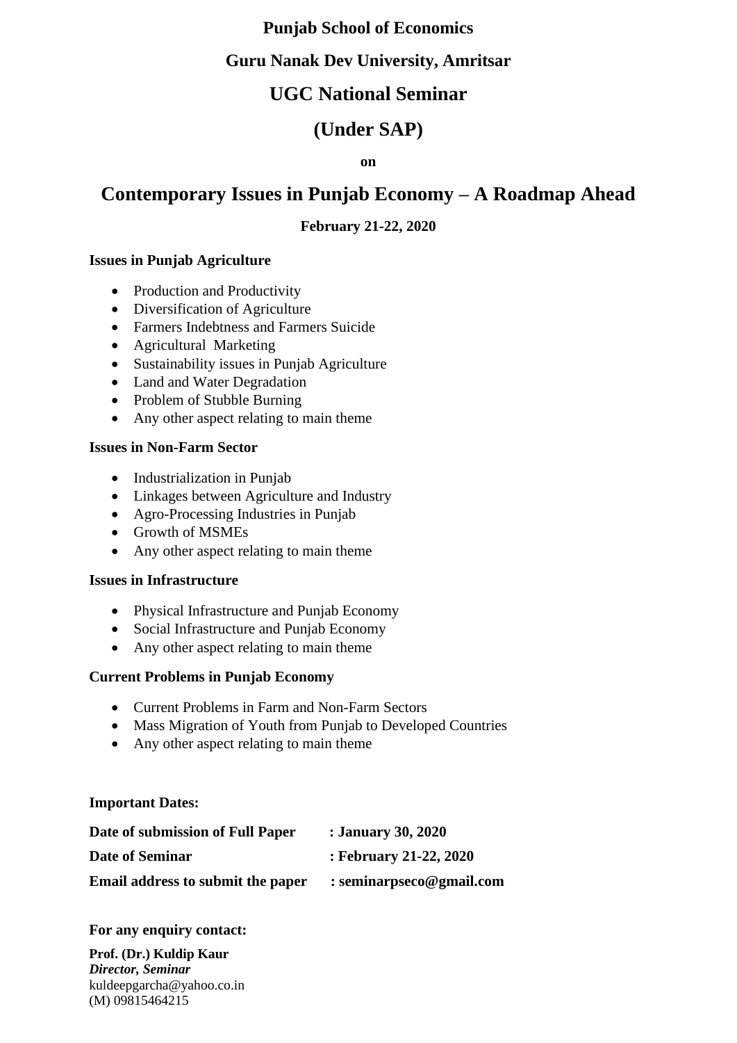# Punjab School of Economics

# Guru Nanak Dev University, Amritsar

# UGC National Seminar

# (Under SAP)

**on**

# Contemporary Issues in Punjab Economy – A Roadmap Ahead

**February 21-22, 2020**

**Issues in Punjab Agriculture**

- Production and Productivity
- Diversification of Agriculture
- Farmers Indebtness and Farmers Suicide
- Agricultural Marketing
- Sustainability issues in Punjab Agriculture
- Land and Water Degradation
- Problem of Stubble Burning
- Any other aspect relating to main theme

**Issues in Non-Farm Sector**

- Industrialization in Punjab
- Linkages between Agriculture and Industry
- Agro-Processing Industries in Punjab
- Growth of MSMEs
- Any other aspect relating to main theme

**Issues in Infrastructure**

- Physical Infrastructure and Punjab Economy
- Social Infrastructure and Punjab Economy
- Any other aspect relating to main theme

**Current Problems in Punjab Economy**

- Current Problems in Farm and Non-Farm Sectors
- Mass Migration of Youth from Punjab to Developed Countries
- Any other aspect relating to main theme

**Important Dates:**

| | |
|---|---|
| **Date of submission of Full Paper** | **: January 30, 2020** |
| **Date of Seminar** | **: February 21-22, 2020** |
| **Email address to submit the paper** | **: seminarpseco@gmail.com** |

**For any enquiry contact:**

**Prof. (Dr.) Kuldip Kaur**
***Director, Seminar***
kuldeepgarcha@yahoo.co.in
(M) 09815464215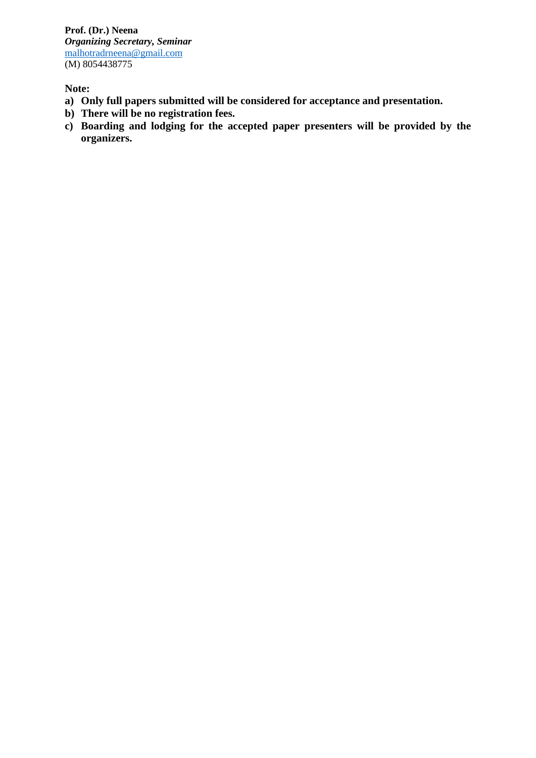**Prof. (Dr.) Neena**  
***Organizing Secretary, Seminar***  
malhotradrneena@gmail.com  
(M) 8054438775

**Note:**

a) **Only full papers submitted will be considered for acceptance and presentation.**
b) **There will be no registration fees.**
c) **Boarding and lodging for the accepted paper presenters will be provided by the organizers.**